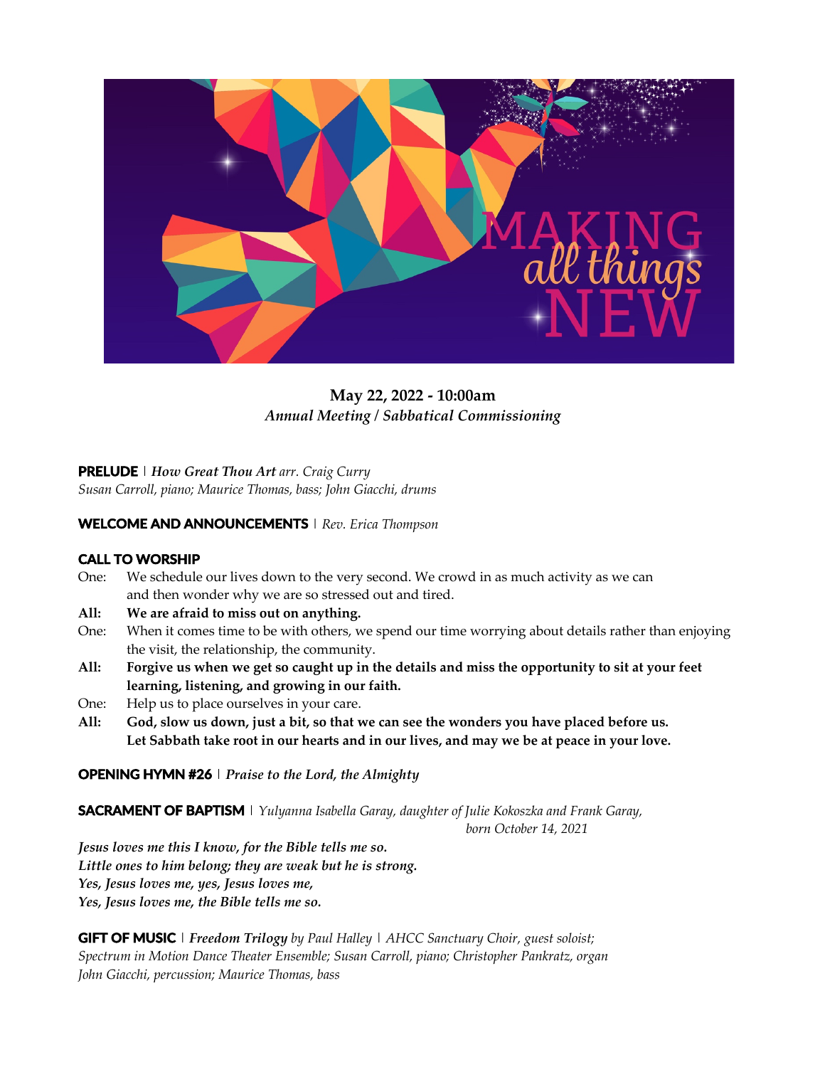MAKING *all things* NEW

**May 22, 2022 - 10:00am**
***Annual Meeting / Sabbatical Commissioning***

**PRELUDE** | ***How Great Thou Art*** *arr. Craig Curry*
*Susan Carroll, piano; Maurice Thomas, bass; John Giacchi, drums*

**WELCOME AND ANNOUNCEMENTS** | *Rev. Erica Thompson*

**CALL TO WORSHIP**

One: We schedule our lives down to the very second. We crowd in as much activity as we can and then wonder why we are so stressed out and tired.

**All: We are afraid to miss out on anything.**

One: When it comes time to be with others, we spend our time worrying about details rather than enjoying the visit, the relationship, the community.

**All: Forgive us when we get so caught up in the details and miss the opportunity to sit at your feet learning, listening, and growing in our faith.**

One: Help us to place ourselves in your care.

**All: God, slow us down, just a bit, so that we can see the wonders you have placed before us. Let Sabbath take root in our hearts and in our lives, and may we be at peace in your love.**

**OPENING HYMN #26** | ***Praise to the Lord, the Almighty***

**SACRAMENT OF BAPTISM** | *Yulyanna Isabella Garay, daughter of Julie Kokoszka and Frank Garay, born October 14, 2021*

***Jesus loves me this I know, for the Bible tells me so.***
***Little ones to him belong; they are weak but he is strong.***
***Yes, Jesus loves me, yes, Jesus loves me,***
***Yes, Jesus loves me, the Bible tells me so.***

**GIFT OF MUSIC** | ***Freedom Trilogy*** *by Paul Halley* | *AHCC Sanctuary Choir, guest soloist; Spectrum in Motion Dance Theater Ensemble; Susan Carroll, piano; Christopher Pankratz, organ John Giacchi, percussion; Maurice Thomas, bass*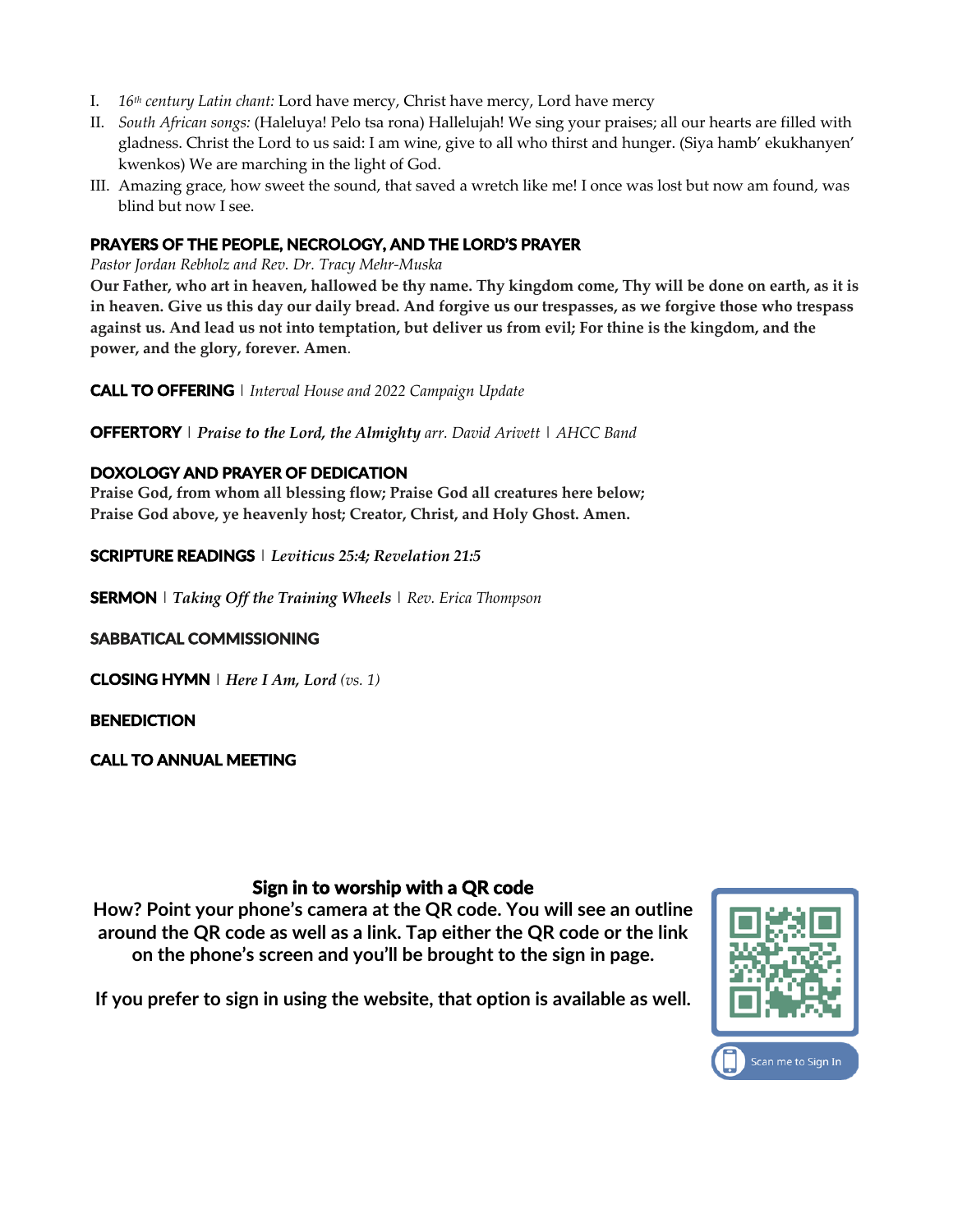I. *16th century Latin chant:* Lord have mercy, Christ have mercy, Lord have mercy
II. *South African songs:* (Haleluya! Pelo tsa rona) Hallelujah! We sing your praises; all our hearts are filled with gladness. Christ the Lord to us said: I am wine, give to all who thirst and hunger. (Siya hamb' ekukhanyen' kwenkos) We are marching in the light of God.
III. Amazing grace, how sweet the sound, that saved a wretch like me! I once was lost but now am found, was blind but now I see.

**PRAYERS OF THE PEOPLE, NECROLOGY, AND THE LORD'S PRAYER**
*Pastor Jordan Rebholz and Rev. Dr. Tracy Mehr-Muska*
**Our Father, who art in heaven, hallowed be thy name. Thy kingdom come, Thy will be done on earth, as it is in heaven. Give us this day our daily bread. And forgive us our trespasses, as we forgive those who trespass against us. And lead us not into temptation, but deliver us from evil; For thine is the kingdom, and the power, and the glory, forever. Amen.**

**CALL TO OFFERING** | *Interval House and 2022 Campaign Update*

**OFFERTORY** | ***Praise to the Lord, the Almighty*** *arr. David Arivett* | *AHCC Band*

**DOXOLOGY AND PRAYER OF DEDICATION**
**Praise God, from whom all blessing flow; Praise God all creatures here below;**
**Praise God above, ye heavenly host; Creator, Christ, and Holy Ghost. Amen.**

**SCRIPTURE READINGS** | ***Leviticus 25:4; Revelation 21:5***

**SERMON** | ***Taking Off the Training Wheels*** | *Rev. Erica Thompson*

**SABBATICAL COMMISSIONING**

**CLOSING HYMN** | ***Here I Am, Lord*** *(vs. 1)*

**BENEDICTION**

**CALL TO ANNUAL MEETING**

**Sign in to worship with a QR code**

**How? Point your phone's camera at the QR code. You will see an outline around the QR code as well as a link. Tap either the QR code or the link on the phone's screen and you'll be brought to the sign in page.**

**If you prefer to sign in using the website, that option is available as well.**

Scan me to Sign In